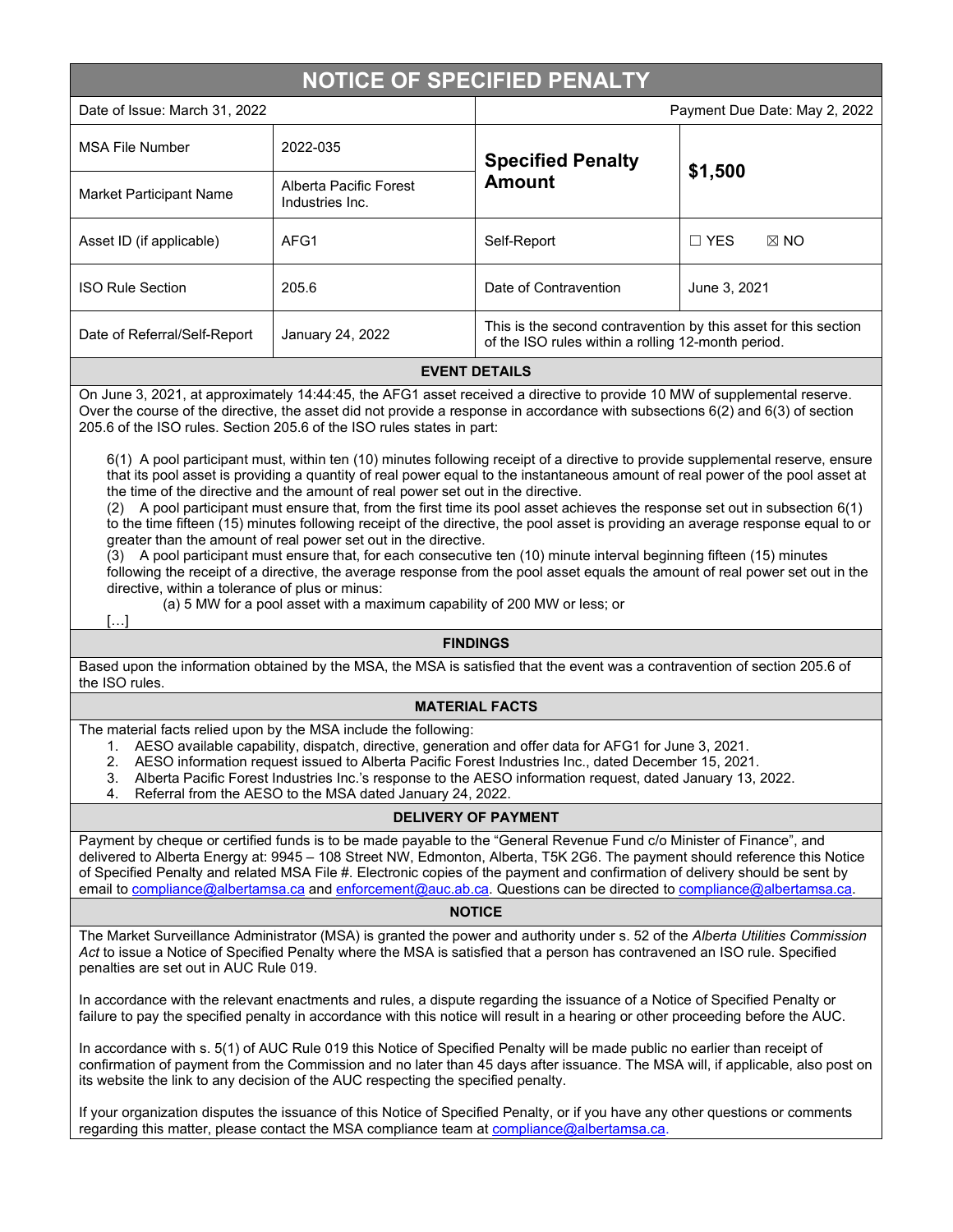# NOTICE OF SPECIFIED PENALTY

| | | | |
|---|---|---|---|
| Date of Issue: March 31, 2022 | | Payment Due Date: May 2, 2022 | |
| MSA File Number | 2022-035 | **Specified Penalty Amount** | **$1,500** |
| Market Participant Name | Alberta Pacific Forest Industries Inc. | | |
| Asset ID (if applicable) | AFG1 | Self-Report | ☐ YES ☒ NO |
| ISO Rule Section | 205.6 | Date of Contravention | June 3, 2021 |
| Date of Referral/Self-Report | January 24, 2022 | This is the second contravention by this asset for this section of the ISO rules within a rolling 12-month period. | |

## EVENT DETAILS

On June 3, 2021, at approximately 14:44:45, the AFG1 asset received a directive to provide 10 MW of supplemental reserve. Over the course of the directive, the asset did not provide a response in accordance with subsections 6(2) and 6(3) of section 205.6 of the ISO rules. Section 205.6 of the ISO rules states in part:

> 6(1) A pool participant must, within ten (10) minutes following receipt of a directive to provide supplemental reserve, ensure that its pool asset is providing a quantity of real power equal to the instantaneous amount of real power of the pool asset at the time of the directive and the amount of real power set out in the directive.
>
> (2) A pool participant must ensure that, from the first time its pool asset achieves the response set out in subsection 6(1) to the time fifteen (15) minutes following receipt of the directive, the pool asset is providing an average response equal to or greater than the amount of real power set out in the directive.
>
> (3) A pool participant must ensure that, for each consecutive ten (10) minute interval beginning fifteen (15) minutes following the receipt of a directive, the average response from the pool asset equals the amount of real power set out in the directive, within a tolerance of plus or minus:
>
> (a) 5 MW for a pool asset with a maximum capability of 200 MW or less; or
>
> […]

## FINDINGS

Based upon the information obtained by the MSA, the MSA is satisfied that the event was a contravention of section 205.6 of the ISO rules.

## MATERIAL FACTS

The material facts relied upon by the MSA include the following:

1. AESO available capability, dispatch, directive, generation and offer data for AFG1 for June 3, 2021.
2. AESO information request issued to Alberta Pacific Forest Industries Inc., dated December 15, 2021.
3. Alberta Pacific Forest Industries Inc.'s response to the AESO information request, dated January 13, 2022.
4. Referral from the AESO to the MSA dated January 24, 2022.

## DELIVERY OF PAYMENT

Payment by cheque or certified funds is to be made payable to the "General Revenue Fund c/o Minister of Finance", and delivered to Alberta Energy at: 9945 – 108 Street NW, Edmonton, Alberta, T5K 2G6. The payment should reference this Notice of Specified Penalty and related MSA File #. Electronic copies of the payment and confirmation of delivery should be sent by email to compliance@albertamsa.ca and enforcement@auc.ab.ca. Questions can be directed to compliance@albertamsa.ca.

## NOTICE

The Market Surveillance Administrator (MSA) is granted the power and authority under s. 52 of the *Alberta Utilities Commission Act* to issue a Notice of Specified Penalty where the MSA is satisfied that a person has contravened an ISO rule. Specified penalties are set out in AUC Rule 019.

In accordance with the relevant enactments and rules, a dispute regarding the issuance of a Notice of Specified Penalty or failure to pay the specified penalty in accordance with this notice will result in a hearing or other proceeding before the AUC.

In accordance with s. 5(1) of AUC Rule 019 this Notice of Specified Penalty will be made public no earlier than receipt of confirmation of payment from the Commission and no later than 45 days after issuance. The MSA will, if applicable, also post on its website the link to any decision of the AUC respecting the specified penalty.

If your organization disputes the issuance of this Notice of Specified Penalty, or if you have any other questions or comments regarding this matter, please contact the MSA compliance team at compliance@albertamsa.ca.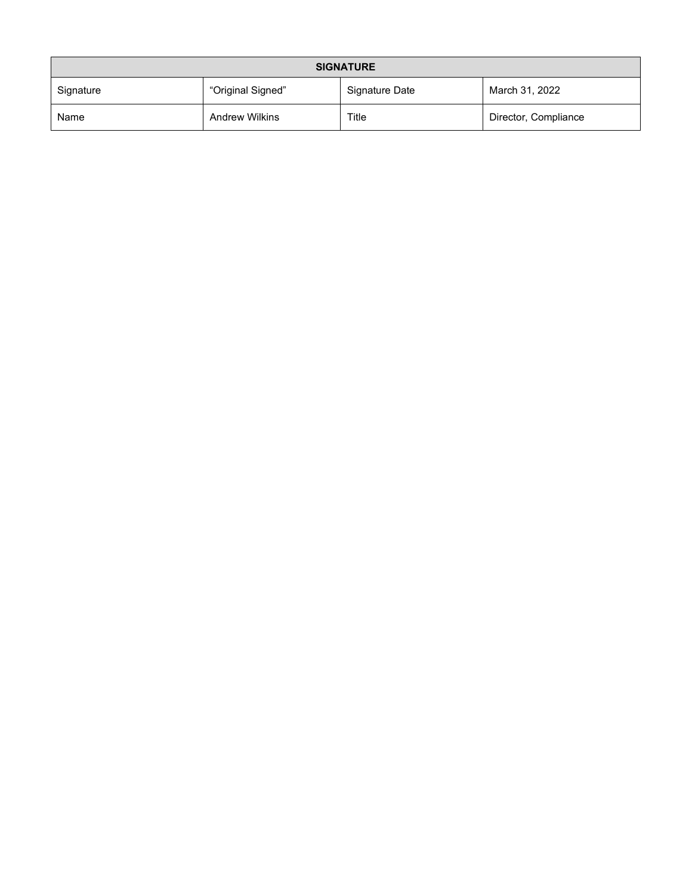| SIGNATURE | | | |
|---|---|---|---|
| Signature | “Original Signed” | Signature Date | March 31, 2022 |
| Name | Andrew Wilkins | Title | Director, Compliance |